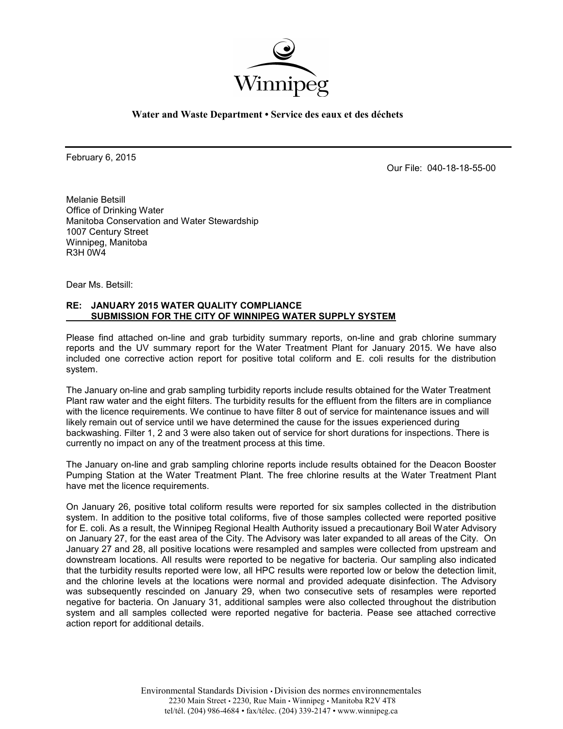Winnipeg

**Water and Waste Department • Service des eaux et des déchets**

February 6, 2015

Our File: 040-18-18-55-00

Melanie Betsill
Office of Drinking Water
Manitoba Conservation and Water Stewardship
1007 Century Street
Winnipeg, Manitoba
R3H 0W4

Dear Ms. Betsill:

**RE: JANUARY 2015 WATER QUALITY COMPLIANCE**
**<u>SUBMISSION FOR THE CITY OF WINNIPEG WATER SUPPLY SYSTEM</u>**

Please find attached on-line and grab turbidity summary reports, on-line and grab chlorine summary reports and the UV summary report for the Water Treatment Plant for January 2015. We have also included one corrective action report for positive total coliform and E. coli results for the distribution system.

The January on-line and grab sampling turbidity reports include results obtained for the Water Treatment Plant raw water and the eight filters. The turbidity results for the effluent from the filters are in compliance with the licence requirements. We continue to have filter 8 out of service for maintenance issues and will likely remain out of service until we have determined the cause for the issues experienced during backwashing. Filter 1, 2 and 3 were also taken out of service for short durations for inspections. There is currently no impact on any of the treatment process at this time.

The January on-line and grab sampling chlorine reports include results obtained for the Deacon Booster Pumping Station at the Water Treatment Plant. The free chlorine results at the Water Treatment Plant have met the licence requirements.

On January 26, positive total coliform results were reported for six samples collected in the distribution system. In addition to the positive total coliforms, five of those samples collected were reported positive for E. coli. As a result, the Winnipeg Regional Health Authority issued a precautionary Boil Water Advisory on January 27, for the east area of the City. The Advisory was later expanded to all areas of the City. On January 27 and 28, all positive locations were resampled and samples were collected from upstream and downstream locations. All results were reported to be negative for bacteria. Our sampling also indicated that the turbidity results reported were low, all HPC results were reported low or below the detection limit, and the chlorine levels at the locations were normal and provided adequate disinfection. The Advisory was subsequently rescinded on January 29, when two consecutive sets of resamples were reported negative for bacteria. On January 31, additional samples were also collected throughout the distribution system and all samples collected were reported negative for bacteria. Pease see attached corrective action report for additional details.

Environmental Standards Division • Division des normes environnementales
2230 Main Street • 2230, Rue Main • Winnipeg • Manitoba R2V 4T8
tel/tél. (204) 986-4684 • fax/télec. (204) 339-2147 • www.winnipeg.ca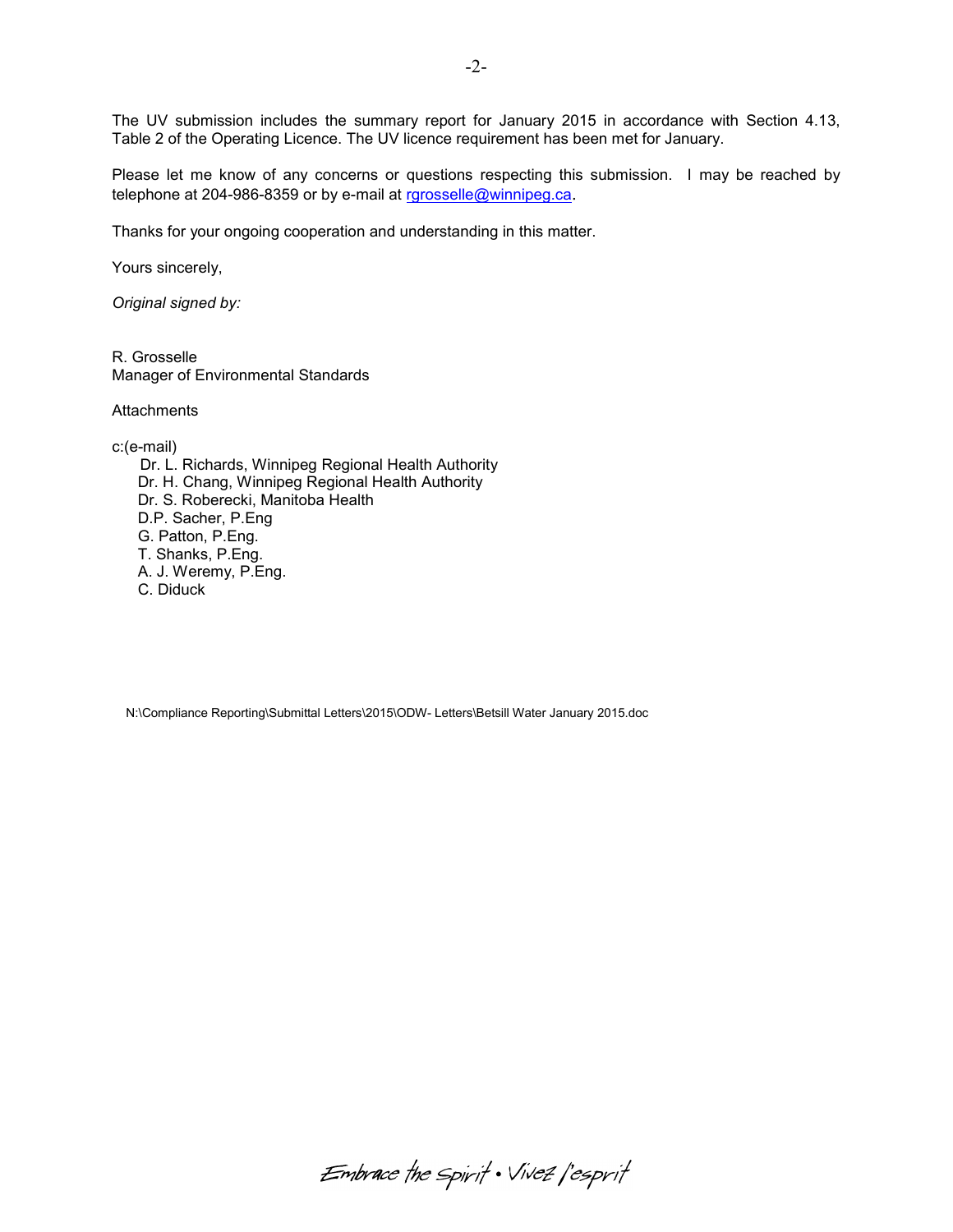The UV submission includes the summary report for January 2015 in accordance with Section 4.13, Table 2 of the Operating Licence. The UV licence requirement has been met for January.

Please let me know of any concerns or questions respecting this submission. I may be reached by telephone at 204-986-8359 or by e-mail at rgrosselle@winnipeg.ca.

Thanks for your ongoing cooperation and understanding in this matter.

Yours sincerely,

*Original signed by:*

R. Grosselle
Manager of Environmental Standards

Attachments

c:(e-mail)
Dr. L. Richards, Winnipeg Regional Health Authority
Dr. H. Chang, Winnipeg Regional Health Authority
Dr. S. Roberecki, Manitoba Health
D.P. Sacher, P.Eng
G. Patton, P.Eng.
T. Shanks, P.Eng.
A. J. Weremy, P.Eng.
C. Diduck

N:\Compliance Reporting\Submittal Letters\2015\ODW- Letters\Betsill Water January 2015.doc

Embrace the Spirit • Vivez l'esprit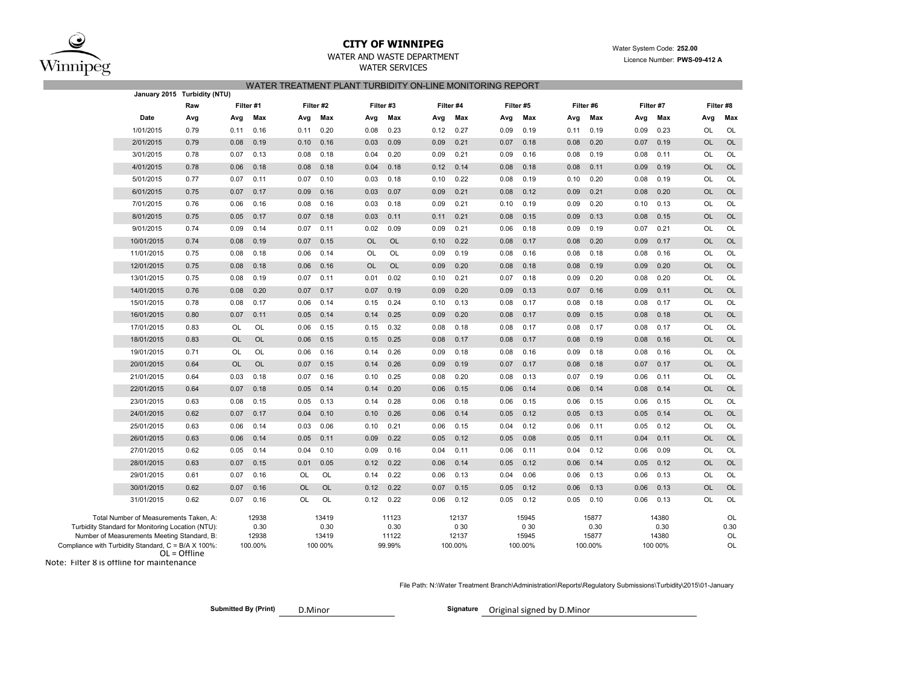**CITY OF WINNIPEG**

WATER AND WASTE DEPARTMENT

WATER SERVICES

Water System Code: **252.00**

Licence Number: **PWS-09-412 A**

## WATER TREATMENT PLANT TURBIDITY ON-LINE MONITORING REPORT

| January 2015 | Turbidity (NTU) | | | | | | | | | | | | | | | | |
|---|---|---|---|---|---|---|---|---|---|---|---|---|---|---|---|---|---|
| | Raw | Filter #1 | | Filter #2 | | Filter #3 | | Filter #4 | | Filter #5 | | Filter #6 | | Filter #7 | | Filter #8 | |
| Date | Avg | Avg | Max | Avg | Max | Avg | Max | Avg | Max | Avg | Max | Avg | Max | Avg | Max | Avg | Max |
| 1/01/2015 | 0.79 | 0.11 | 0.16 | 0.11 | 0.20 | 0.08 | 0.23 | 0.12 | 0.27 | 0.09 | 0.19 | 0.11 | 0.19 | 0.09 | 0.23 | OL | OL |
| 2/01/2015 | 0.79 | 0.08 | 0.19 | 0.10 | 0.16 | 0.03 | 0.09 | 0.09 | 0.21 | 0.07 | 0.18 | 0.08 | 0.20 | 0.07 | 0.19 | OL | OL |
| 3/01/2015 | 0.78 | 0.07 | 0.13 | 0.08 | 0.18 | 0.04 | 0.20 | 0.09 | 0.21 | 0.09 | 0.16 | 0.08 | 0.19 | 0.08 | 0.11 | OL | OL |
| 4/01/2015 | 0.78 | 0.06 | 0.18 | 0.08 | 0.18 | 0.04 | 0.18 | 0.12 | 0.14 | 0.08 | 0.18 | 0.08 | 0.11 | 0.09 | 0.19 | OL | OL |
| 5/01/2015 | 0.77 | 0.07 | 0.11 | 0.07 | 0.10 | 0.03 | 0.18 | 0.10 | 0.22 | 0.08 | 0.19 | 0.10 | 0.20 | 0.08 | 0.19 | OL | OL |
| 6/01/2015 | 0.75 | 0.07 | 0.17 | 0.09 | 0.16 | 0.03 | 0.07 | 0.09 | 0.21 | 0.08 | 0.12 | 0.09 | 0.21 | 0.08 | 0.20 | OL | OL |
| 7/01/2015 | 0.76 | 0.06 | 0.16 | 0.08 | 0.16 | 0.03 | 0.18 | 0.09 | 0.21 | 0.10 | 0.19 | 0.09 | 0.20 | 0.10 | 0.13 | OL | OL |
| 8/01/2015 | 0.75 | 0.05 | 0.17 | 0.07 | 0.18 | 0.03 | 0.11 | 0.11 | 0.21 | 0.08 | 0.15 | 0.09 | 0.13 | 0.08 | 0.15 | OL | OL |
| 9/01/2015 | 0.74 | 0.09 | 0.14 | 0.07 | 0.11 | 0.02 | 0.09 | 0.09 | 0.21 | 0.06 | 0.18 | 0.09 | 0.19 | 0.07 | 0.21 | OL | OL |
| 10/01/2015 | 0.74 | 0.08 | 0.19 | 0.07 | 0.15 | OL | OL | 0.10 | 0.22 | 0.08 | 0.17 | 0.08 | 0.20 | 0.09 | 0.17 | OL | OL |
| 11/01/2015 | 0.75 | 0.08 | 0.18 | 0.06 | 0.14 | OL | OL | 0.09 | 0.19 | 0.08 | 0.16 | 0.08 | 0.18 | 0.08 | 0.16 | OL | OL |
| 12/01/2015 | 0.75 | 0.08 | 0.18 | 0.06 | 0.16 | OL | OL | 0.09 | 0.20 | 0.08 | 0.18 | 0.08 | 0.19 | 0.09 | 0.20 | OL | OL |
| 13/01/2015 | 0.75 | 0.08 | 0.19 | 0.07 | 0.11 | 0.01 | 0.02 | 0.10 | 0.21 | 0.07 | 0.18 | 0.09 | 0.20 | 0.08 | 0.20 | OL | OL |
| 14/01/2015 | 0.76 | 0.08 | 0.20 | 0.07 | 0.17 | 0.07 | 0.19 | 0.09 | 0.20 | 0.09 | 0.13 | 0.07 | 0.16 | 0.09 | 0.11 | OL | OL |
| 15/01/2015 | 0.78 | 0.08 | 0.17 | 0.06 | 0.14 | 0.15 | 0.24 | 0.10 | 0.13 | 0.08 | 0.17 | 0.08 | 0.18 | 0.08 | 0.17 | OL | OL |
| 16/01/2015 | 0.80 | 0.07 | 0.11 | 0.05 | 0.14 | 0.14 | 0.25 | 0.09 | 0.20 | 0.08 | 0.17 | 0.09 | 0.15 | 0.08 | 0.18 | OL | OL |
| 17/01/2015 | 0.83 | OL | OL | 0.06 | 0.15 | 0.15 | 0.32 | 0.08 | 0.18 | 0.08 | 0.17 | 0.08 | 0.17 | 0.08 | 0.17 | OL | OL |
| 18/01/2015 | 0.83 | OL | OL | 0.06 | 0.15 | 0.15 | 0.25 | 0.08 | 0.17 | 0.08 | 0.17 | 0.08 | 0.19 | 0.08 | 0.16 | OL | OL |
| 19/01/2015 | 0.71 | OL | OL | 0.06 | 0.16 | 0.14 | 0.26 | 0.09 | 0.18 | 0.08 | 0.16 | 0.09 | 0.18 | 0.08 | 0.16 | OL | OL |
| 20/01/2015 | 0.64 | OL | OL | 0.07 | 0.15 | 0.14 | 0.26 | 0.09 | 0.19 | 0.07 | 0.17 | 0.08 | 0.18 | 0.07 | 0.17 | OL | OL |
| 21/01/2015 | 0.64 | 0.03 | 0.18 | 0.07 | 0.16 | 0.10 | 0.25 | 0.08 | 0.20 | 0.08 | 0.13 | 0.07 | 0.19 | 0.06 | 0.11 | OL | OL |
| 22/01/2015 | 0.64 | 0.07 | 0.18 | 0.05 | 0.14 | 0.14 | 0.20 | 0.06 | 0.15 | 0.06 | 0.14 | 0.06 | 0.14 | 0.08 | 0.14 | OL | OL |
| 23/01/2015 | 0.63 | 0.08 | 0.15 | 0.05 | 0.13 | 0.14 | 0.28 | 0.06 | 0.18 | 0.06 | 0.15 | 0.06 | 0.15 | 0.06 | 0.15 | OL | OL |
| 24/01/2015 | 0.62 | 0.07 | 0.17 | 0.04 | 0.10 | 0.10 | 0.26 | 0.06 | 0.14 | 0.05 | 0.12 | 0.05 | 0.13 | 0.05 | 0.14 | OL | OL |
| 25/01/2015 | 0.63 | 0.06 | 0.14 | 0.03 | 0.06 | 0.10 | 0.21 | 0.06 | 0.15 | 0.04 | 0.12 | 0.06 | 0.11 | 0.05 | 0.12 | OL | OL |
| 26/01/2015 | 0.63 | 0.06 | 0.14 | 0.05 | 0.11 | 0.09 | 0.22 | 0.05 | 0.12 | 0.05 | 0.08 | 0.05 | 0.11 | 0.04 | 0.11 | OL | OL |
| 27/01/2015 | 0.62 | 0.05 | 0.14 | 0.04 | 0.10 | 0.09 | 0.16 | 0.04 | 0.11 | 0.06 | 0.11 | 0.04 | 0.12 | 0.06 | 0.09 | OL | OL |
| 28/01/2015 | 0.63 | 0.07 | 0.15 | 0.01 | 0.05 | 0.12 | 0.22 | 0.06 | 0.14 | 0.05 | 0.12 | 0.06 | 0.14 | 0.05 | 0.12 | OL | OL |
| 29/01/2015 | 0.61 | 0.07 | 0.16 | OL | OL | 0.14 | 0.22 | 0.06 | 0.13 | 0.04 | 0.06 | 0.06 | 0.13 | 0.06 | 0.13 | OL | OL |
| 30/01/2015 | 0.62 | 0.07 | 0.16 | OL | OL | 0.12 | 0.22 | 0.07 | 0.15 | 0.05 | 0.12 | 0.06 | 0.13 | 0.06 | 0.13 | OL | OL |
| 31/01/2015 | 0.62 | 0.07 | 0.16 | OL | OL | 0.12 | 0.22 | 0.06 | 0.12 | 0.05 | 0.12 | 0.05 | 0.10 | 0.06 | 0.13 | OL | OL |

| | Filter #1 | Filter #2 | Filter #3 | Filter #4 | Filter #5 | Filter #6 | Filter #7 | Filter #8 |
|---|---|---|---|---|---|---|---|---|
| Total Number of Measurements Taken, A: | 12938 | 13419 | 11123 | 12137 | 15945 | 15877 | 14380 | OL |
| Turbidity Standard for Monitoring Location (NTU): | 0.30 | 0.30 | 0.30 | 0.30 | 0.30 | 0.30 | 0.30 | 0.30 |
| Number of Measurements Meeting Standard, B: | 12938 | 13419 | 11122 | 12137 | 15945 | 15877 | 14380 | OL |
| Compliance with Turbidity Standard, C = B/A X 100%: | 100.00% | 100.00% | 99.99% | 100.00% | 100.00% | 100.00% | 100.00% | OL |

OL = Offline

Note: Filter 8 is offline for maintenance

File Path: N:\Water Treatment Branch\Administration\Reports\Regulatory Submissions\Turbidity\2015\01-January

**Submitted By (Print)** D.Minor

**Signature** Original signed by D.Minor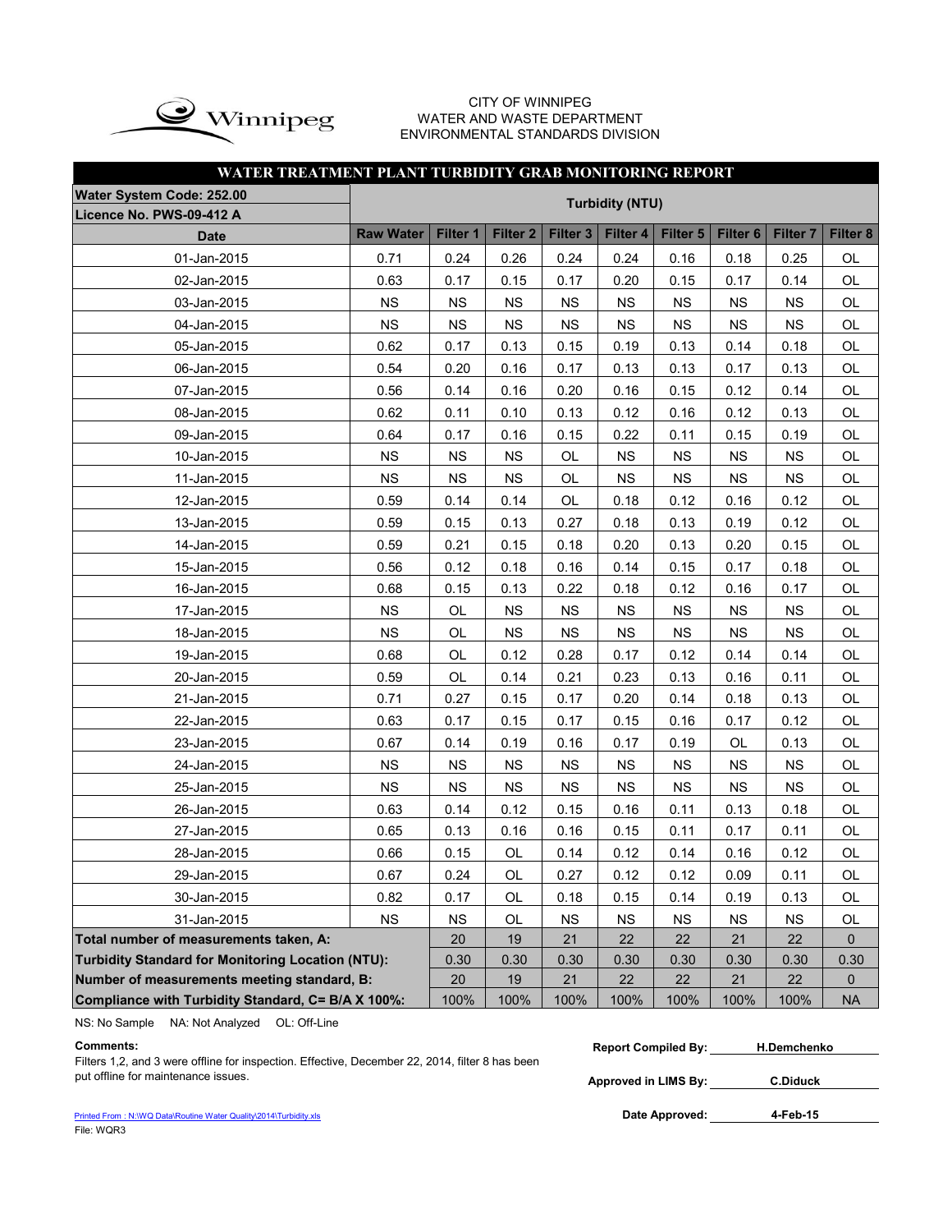CITY OF WINNIPEG
WATER AND WASTE DEPARTMENT
ENVIRONMENTAL STANDARDS DIVISION

## WATER TREATMENT PLANT TURBIDITY GRAB MONITORING REPORT

| Water System Code: 252.00 | Turbidity (NTU) | | | | | | | | |
|---|---|---|---|---|---|---|---|---|---|
| Licence No. PWS-09-412 A | | | | | | | | | |
| Date | Raw Water | Filter 1 | Filter 2 | Filter 3 | Filter 4 | Filter 5 | Filter 6 | Filter 7 | Filter 8 |
| 01-Jan-2015 | 0.71 | 0.24 | 0.26 | 0.24 | 0.24 | 0.16 | 0.18 | 0.25 | OL |
| 02-Jan-2015 | 0.63 | 0.17 | 0.15 | 0.17 | 0.20 | 0.15 | 0.17 | 0.14 | OL |
| 03-Jan-2015 | NS | NS | NS | NS | NS | NS | NS | NS | OL |
| 04-Jan-2015 | NS | NS | NS | NS | NS | NS | NS | NS | OL |
| 05-Jan-2015 | 0.62 | 0.17 | 0.13 | 0.15 | 0.19 | 0.13 | 0.14 | 0.18 | OL |
| 06-Jan-2015 | 0.54 | 0.20 | 0.16 | 0.17 | 0.13 | 0.13 | 0.17 | 0.13 | OL |
| 07-Jan-2015 | 0.56 | 0.14 | 0.16 | 0.20 | 0.16 | 0.15 | 0.12 | 0.14 | OL |
| 08-Jan-2015 | 0.62 | 0.11 | 0.10 | 0.13 | 0.12 | 0.16 | 0.12 | 0.13 | OL |
| 09-Jan-2015 | 0.64 | 0.17 | 0.16 | 0.15 | 0.22 | 0.11 | 0.15 | 0.19 | OL |
| 10-Jan-2015 | NS | NS | NS | OL | NS | NS | NS | NS | OL |
| 11-Jan-2015 | NS | NS | NS | OL | NS | NS | NS | NS | OL |
| 12-Jan-2015 | 0.59 | 0.14 | 0.14 | OL | 0.18 | 0.12 | 0.16 | 0.12 | OL |
| 13-Jan-2015 | 0.59 | 0.15 | 0.13 | 0.27 | 0.18 | 0.13 | 0.19 | 0.12 | OL |
| 14-Jan-2015 | 0.59 | 0.21 | 0.15 | 0.18 | 0.20 | 0.13 | 0.20 | 0.15 | OL |
| 15-Jan-2015 | 0.56 | 0.12 | 0.18 | 0.16 | 0.14 | 0.15 | 0.17 | 0.18 | OL |
| 16-Jan-2015 | 0.68 | 0.15 | 0.13 | 0.22 | 0.18 | 0.12 | 0.16 | 0.17 | OL |
| 17-Jan-2015 | NS | OL | NS | NS | NS | NS | NS | NS | OL |
| 18-Jan-2015 | NS | OL | NS | NS | NS | NS | NS | NS | OL |
| 19-Jan-2015 | 0.68 | OL | 0.12 | 0.28 | 0.17 | 0.12 | 0.14 | 0.14 | OL |
| 20-Jan-2015 | 0.59 | OL | 0.14 | 0.21 | 0.23 | 0.13 | 0.16 | 0.11 | OL |
| 21-Jan-2015 | 0.71 | 0.27 | 0.15 | 0.17 | 0.20 | 0.14 | 0.18 | 0.13 | OL |
| 22-Jan-2015 | 0.63 | 0.17 | 0.15 | 0.17 | 0.15 | 0.16 | 0.17 | 0.12 | OL |
| 23-Jan-2015 | 0.67 | 0.14 | 0.19 | 0.16 | 0.17 | 0.19 | OL | 0.13 | OL |
| 24-Jan-2015 | NS | NS | NS | NS | NS | NS | NS | NS | OL |
| 25-Jan-2015 | NS | NS | NS | NS | NS | NS | NS | NS | OL |
| 26-Jan-2015 | 0.63 | 0.14 | 0.12 | 0.15 | 0.16 | 0.11 | 0.13 | 0.18 | OL |
| 27-Jan-2015 | 0.65 | 0.13 | 0.16 | 0.16 | 0.15 | 0.11 | 0.17 | 0.11 | OL |
| 28-Jan-2015 | 0.66 | 0.15 | OL | 0.14 | 0.12 | 0.14 | 0.16 | 0.12 | OL |
| 29-Jan-2015 | 0.67 | 0.24 | OL | 0.27 | 0.12 | 0.12 | 0.09 | 0.11 | OL |
| 30-Jan-2015 | 0.82 | 0.17 | OL | 0.18 | 0.15 | 0.14 | 0.19 | 0.13 | OL |
| 31-Jan-2015 | NS | NS | OL | NS | NS | NS | NS | NS | OL |
| Total number of measurements taken, A: | | 20 | 19 | 21 | 22 | 22 | 21 | 22 | 0 |
| Turbidity Standard for Monitoring Location (NTU): | | 0.30 | 0.30 | 0.30 | 0.30 | 0.30 | 0.30 | 0.30 | 0.30 |
| Number of measurements meeting standard, B: | | 20 | 19 | 21 | 22 | 22 | 21 | 22 | 0 |
| Compliance with Turbidity Standard, C= B/A X 100%: | | 100% | 100% | 100% | 100% | 100% | 100% | 100% | NA |

NS: No Sample NA: Not Analyzed OL: Off-Line

**Comments:**
Filters 1,2, and 3 were offline for inspection. Effective, December 22, 2014, filter 8 has been put offline for maintenance issues.

**Report Compiled By:** H.Demchenko

**Approved in LIMS By:** C.Diduck

**Date Approved:** 4-Feb-15

Printed From : N:\WQ Data\Routine Water Quality\2014\Turbidity.xls
File: WQR3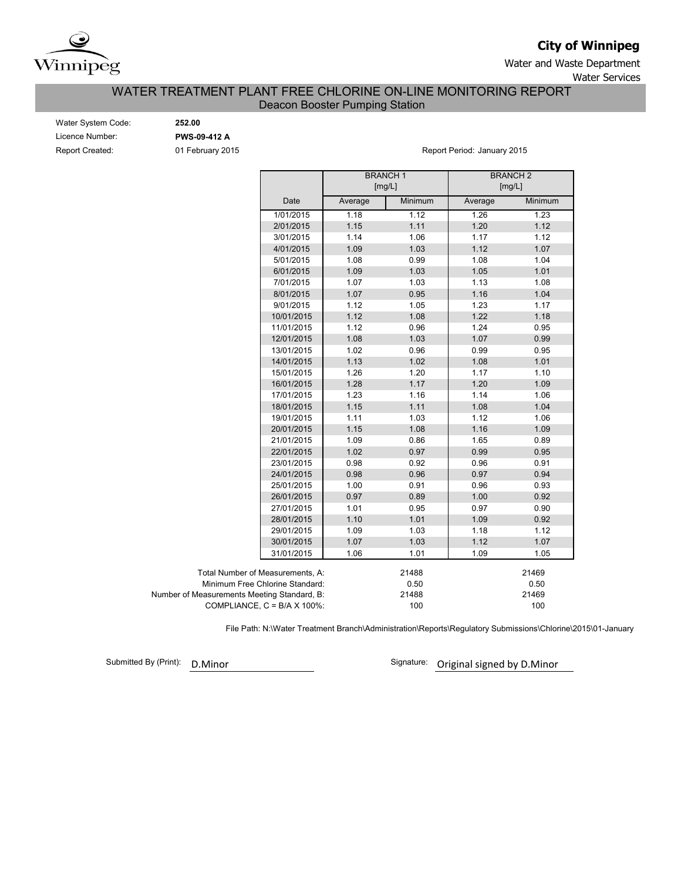Winnipeg

**City of Winnipeg**

Water and Waste Department

Water Services

# WATER TREATMENT PLANT FREE CHLORINE ON-LINE MONITORING REPORT

## Deacon Booster Pumping Station

Water System Code: **252.00**

Licence Number: **PWS-09-412 A**

Report Created: 01 February 2015

Report Period: January 2015

| | BRANCH 1 [mg/L] | | BRANCH 2 [mg/L] | |
|---|---|---|---|---|
| Date | Average | Minimum | Average | Minimum |
| 1/01/2015 | 1.18 | 1.12 | 1.26 | 1.23 |
| 2/01/2015 | 1.15 | 1.11 | 1.20 | 1.12 |
| 3/01/2015 | 1.14 | 1.06 | 1.17 | 1.12 |
| 4/01/2015 | 1.09 | 1.03 | 1.12 | 1.07 |
| 5/01/2015 | 1.08 | 0.99 | 1.08 | 1.04 |
| 6/01/2015 | 1.09 | 1.03 | 1.05 | 1.01 |
| 7/01/2015 | 1.07 | 1.03 | 1.13 | 1.08 |
| 8/01/2015 | 1.07 | 0.95 | 1.16 | 1.04 |
| 9/01/2015 | 1.12 | 1.05 | 1.23 | 1.17 |
| 10/01/2015 | 1.12 | 1.08 | 1.22 | 1.18 |
| 11/01/2015 | 1.12 | 0.96 | 1.24 | 0.95 |
| 12/01/2015 | 1.08 | 1.03 | 1.07 | 0.99 |
| 13/01/2015 | 1.02 | 0.96 | 0.99 | 0.95 |
| 14/01/2015 | 1.13 | 1.02 | 1.08 | 1.01 |
| 15/01/2015 | 1.26 | 1.20 | 1.17 | 1.10 |
| 16/01/2015 | 1.28 | 1.17 | 1.20 | 1.09 |
| 17/01/2015 | 1.23 | 1.16 | 1.14 | 1.06 |
| 18/01/2015 | 1.15 | 1.11 | 1.08 | 1.04 |
| 19/01/2015 | 1.11 | 1.03 | 1.12 | 1.06 |
| 20/01/2015 | 1.15 | 1.08 | 1.16 | 1.09 |
| 21/01/2015 | 1.09 | 0.86 | 1.65 | 0.89 |
| 22/01/2015 | 1.02 | 0.97 | 0.99 | 0.95 |
| 23/01/2015 | 0.98 | 0.92 | 0.96 | 0.91 |
| 24/01/2015 | 0.98 | 0.96 | 0.97 | 0.94 |
| 25/01/2015 | 1.00 | 0.91 | 0.96 | 0.93 |
| 26/01/2015 | 0.97 | 0.89 | 1.00 | 0.92 |
| 27/01/2015 | 1.01 | 0.95 | 0.97 | 0.90 |
| 28/01/2015 | 1.10 | 1.01 | 1.09 | 0.92 |
| 29/01/2015 | 1.09 | 1.03 | 1.18 | 1.12 |
| 30/01/2015 | 1.07 | 1.03 | 1.12 | 1.07 |
| 31/01/2015 | 1.06 | 1.01 | 1.09 | 1.05 |

| | Branch 1 | Branch 2 |
|---|---|---|
| Total Number of Measurements, A: | 21488 | 21469 |
| Minimum Free Chlorine Standard: | 0.50 | 0.50 |
| Number of Measurements Meeting Standard, B: | 21488 | 21469 |
| COMPLIANCE, C = B/A X 100%: | 100 | 100 |

File Path: N:\Water Treatment Branch\Administration\Reports\Regulatory Submissions\Chlorine\2015\01-January

Submitted By (Print): D.Minor

Signature: Original signed by D.Minor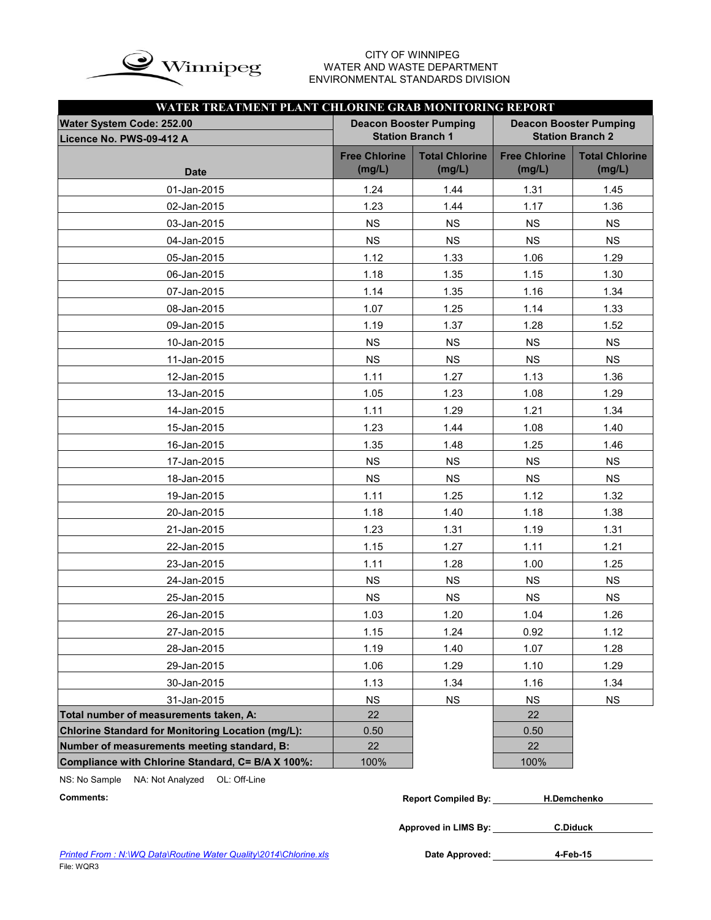CITY OF WINNIPEG
WATER AND WASTE DEPARTMENT
ENVIRONMENTAL STANDARDS DIVISION

## WATER TREATMENT PLANT CHLORINE GRAB MONITORING REPORT

| Water System Code: 252.00 / Licence No. PWS-09-412 A | Deacon Booster Pumping Station Branch 1 | | Deacon Booster Pumping Station Branch 2 | |
|---|---|---|---|---|
| Date | Free Chlorine (mg/L) | Total Chlorine (mg/L) | Free Chlorine (mg/L) | Total Chlorine (mg/L) |
| 01-Jan-2015 | 1.24 | 1.44 | 1.31 | 1.45 |
| 02-Jan-2015 | 1.23 | 1.44 | 1.17 | 1.36 |
| 03-Jan-2015 | NS | NS | NS | NS |
| 04-Jan-2015 | NS | NS | NS | NS |
| 05-Jan-2015 | 1.12 | 1.33 | 1.06 | 1.29 |
| 06-Jan-2015 | 1.18 | 1.35 | 1.15 | 1.30 |
| 07-Jan-2015 | 1.14 | 1.35 | 1.16 | 1.34 |
| 08-Jan-2015 | 1.07 | 1.25 | 1.14 | 1.33 |
| 09-Jan-2015 | 1.19 | 1.37 | 1.28 | 1.52 |
| 10-Jan-2015 | NS | NS | NS | NS |
| 11-Jan-2015 | NS | NS | NS | NS |
| 12-Jan-2015 | 1.11 | 1.27 | 1.13 | 1.36 |
| 13-Jan-2015 | 1.05 | 1.23 | 1.08 | 1.29 |
| 14-Jan-2015 | 1.11 | 1.29 | 1.21 | 1.34 |
| 15-Jan-2015 | 1.23 | 1.44 | 1.08 | 1.40 |
| 16-Jan-2015 | 1.35 | 1.48 | 1.25 | 1.46 |
| 17-Jan-2015 | NS | NS | NS | NS |
| 18-Jan-2015 | NS | NS | NS | NS |
| 19-Jan-2015 | 1.11 | 1.25 | 1.12 | 1.32 |
| 20-Jan-2015 | 1.18 | 1.40 | 1.18 | 1.38 |
| 21-Jan-2015 | 1.23 | 1.31 | 1.19 | 1.31 |
| 22-Jan-2015 | 1.15 | 1.27 | 1.11 | 1.21 |
| 23-Jan-2015 | 1.11 | 1.28 | 1.00 | 1.25 |
| 24-Jan-2015 | NS | NS | NS | NS |
| 25-Jan-2015 | NS | NS | NS | NS |
| 26-Jan-2015 | 1.03 | 1.20 | 1.04 | 1.26 |
| 27-Jan-2015 | 1.15 | 1.24 | 0.92 | 1.12 |
| 28-Jan-2015 | 1.19 | 1.40 | 1.07 | 1.28 |
| 29-Jan-2015 | 1.06 | 1.29 | 1.10 | 1.29 |
| 30-Jan-2015 | 1.13 | 1.34 | 1.16 | 1.34 |
| 31-Jan-2015 | NS | NS | NS | NS |
| **Total number of measurements taken, A:** | 22 | | 22 | |
| **Chlorine Standard for Monitoring Location (mg/L):** | 0.50 | | 0.50 | |
| **Number of measurements meeting standard, B:** | 22 | | 22 | |
| **Compliance with Chlorine Standard, C= B/A X 100%:** | 100% | | 100% | |

NS: No Sample NA: Not Analyzed OL: Off-Line

**Comments:**

**Report Compiled By:** H.Demchenko

**Approved in LIMS By:** C.Diduck

**Date Approved:** 4-Feb-15

*Printed From : N:\WQ Data\Routine Water Quality\2014\Chlorine.xls*

File: WQR3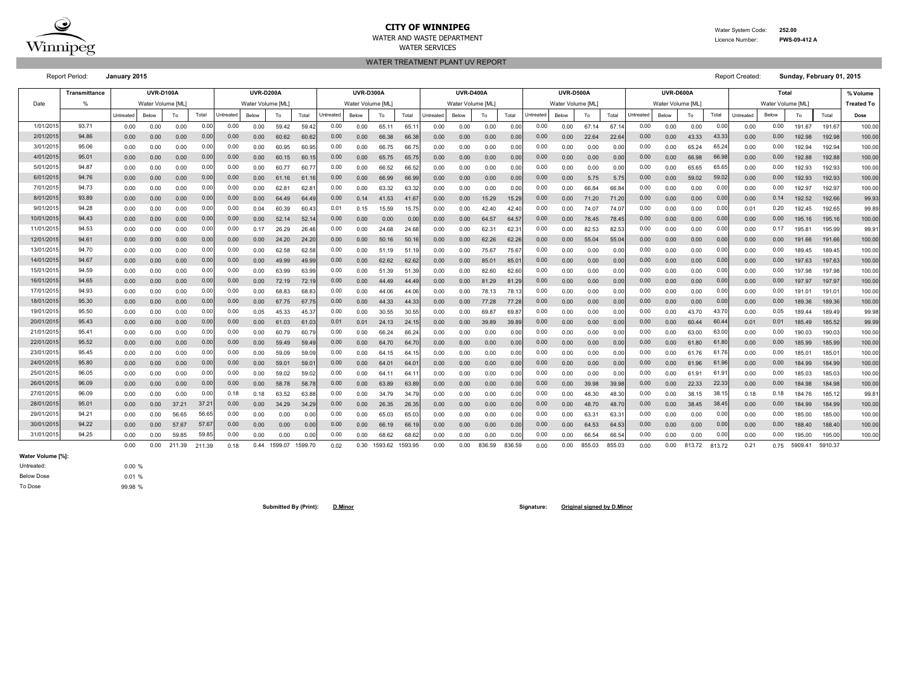# CITY OF WINNIPEG

WATER AND WASTE DEPARTMENT

WATER SERVICES

Water System Code: **252.00**

Licence Number: **PWS-09-412 A**

## WATER TREATMENT PLANT UV REPORT

Report Period: **January 2015**

Report Created: **Sunday, February 01, 2015**

| Date | Transmittance | UVR-D100A | | | | UVR-D200A | | | | UVR-D300A | | | | UVR-D400A | | | | UVR-D500A | | | | UVR-D600A | | | | Total | | | | % Volume |
|---|---|---|---|---|---|---|---|---|---|---|---|---|---|---|---|---|---|---|---|---|---|---|---|---|---|---|---|---|---|---|
| | % | Water Volume [ML] | | | | Water Volume [ML] | | | | Water Volume [ML] | | | | Water Volume [ML] | | | | Water Volume [ML] | | | | Water Volume [ML] | | | | Water Volume [ML] | | | | Treated To |
| | | Untreated | Below | To | Total | Untreated | Below | To | Total | Untreated | Below | To | Total | Untreated | Below | To | Total | Untreated | Below | To | Total | Untreated | Below | To | Total | Untreated | Below | To | Total | Dose |
| 1/01/2015 | 93.71 | 0.00 | 0.00 | 0.00 | 0.00 | 0.00 | 0.00 | 59.42 | 59.42 | 0.00 | 0.00 | 65.11 | 65.11 | 0.00 | 0.00 | 0.00 | 0.00 | 0.00 | 0.00 | 67.14 | 67.14 | 0.00 | 0.00 | 0.00 | 0.00 | 0.00 | 0.00 | 191.67 | 191.67 | 100.00 |
| 2/01/2015 | 94.86 | 0.00 | 0.00 | 0.00 | 0.00 | 0.00 | 0.00 | 60.62 | 60.62 | 0.00 | 0.00 | 66.38 | 66.38 | 0.00 | 0.00 | 0.00 | 0.00 | 0.00 | 0.00 | 22.64 | 22.64 | 0.00 | 0.00 | 43.33 | 43.33 | 0.00 | 0.00 | 192.98 | 192.98 | 100.00 |
| 3/01/2015 | 95.06 | 0.00 | 0.00 | 0.00 | 0.00 | 0.00 | 0.00 | 60.95 | 60.95 | 0.00 | 0.00 | 66.75 | 66.75 | 0.00 | 0.00 | 0.00 | 0.00 | 0.00 | 0.00 | 0.00 | 0.00 | 0.00 | 0.00 | 65.24 | 65.24 | 0.00 | 0.00 | 192.94 | 192.94 | 100.00 |
| 4/01/2015 | 95.01 | 0.00 | 0.00 | 0.00 | 0.00 | 0.00 | 0.00 | 60.15 | 60.15 | 0.00 | 0.00 | 65.75 | 65.75 | 0.00 | 0.00 | 0.00 | 0.00 | 0.00 | 0.00 | 0.00 | 0.00 | 0.00 | 0.00 | 66.98 | 66.98 | 0.00 | 0.00 | 192.88 | 192.88 | 100.00 |
| 5/01/2015 | 94.87 | 0.00 | 0.00 | 0.00 | 0.00 | 0.00 | 0.00 | 60.77 | 60.77 | 0.00 | 0.00 | 66.52 | 66.52 | 0.00 | 0.00 | 0.00 | 0.00 | 0.00 | 0.00 | 0.00 | 0.00 | 0.00 | 0.00 | 65.65 | 65.65 | 0.00 | 0.00 | 192.93 | 192.93 | 100.00 |
| 6/01/2015 | 94.76 | 0.00 | 0.00 | 0.00 | 0.00 | 0.00 | 0.00 | 61.16 | 61.16 | 0.00 | 0.00 | 66.99 | 66.99 | 0.00 | 0.00 | 0.00 | 0.00 | 0.00 | 0.00 | 5.75 | 5.75 | 0.00 | 0.00 | 59.02 | 59.02 | 0.00 | 0.00 | 192.93 | 192.93 | 100.00 |
| 7/01/2015 | 94.73 | 0.00 | 0.00 | 0.00 | 0.00 | 0.00 | 0.00 | 62.81 | 62.81 | 0.00 | 0.00 | 63.32 | 63.32 | 0.00 | 0.00 | 0.00 | 0.00 | 0.00 | 0.00 | 66.84 | 66.84 | 0.00 | 0.00 | 0.00 | 0.00 | 0.00 | 0.00 | 192.97 | 192.97 | 100.00 |
| 8/01/2015 | 93.89 | 0.00 | 0.00 | 0.00 | 0.00 | 0.00 | 0.00 | 64.49 | 64.49 | 0.00 | 0.14 | 41.53 | 41.67 | 0.00 | 0.00 | 15.29 | 15.29 | 0.00 | 0.00 | 71.20 | 71.20 | 0.00 | 0.00 | 0.00 | 0.00 | 0.00 | 0.14 | 192.52 | 192.66 | 99.93 |
| 9/01/2015 | 94.28 | 0.00 | 0.00 | 0.00 | 0.00 | 0.00 | 0.04 | 60.39 | 60.43 | 0.01 | 0.15 | 15.59 | 15.75 | 0.00 | 0.00 | 42.40 | 42.40 | 0.00 | 0.00 | 74.07 | 74.07 | 0.00 | 0.00 | 0.00 | 0.00 | 0.01 | 0.20 | 192.45 | 192.65 | 99.89 |
| 10/01/2015 | 94.43 | 0.00 | 0.00 | 0.00 | 0.00 | 0.00 | 0.00 | 52.14 | 52.14 | 0.00 | 0.00 | 0.00 | 0.00 | 0.00 | 0.00 | 64.57 | 64.57 | 0.00 | 0.00 | 78.45 | 78.45 | 0.00 | 0.00 | 0.00 | 0.00 | 0.00 | 0.00 | 195.16 | 195.16 | 100.00 |
| 11/01/2015 | 94.53 | 0.00 | 0.00 | 0.00 | 0.00 | 0.00 | 0.17 | 26.29 | 26.46 | 0.00 | 0.00 | 24.68 | 24.68 | 0.00 | 0.00 | 62.31 | 62.31 | 0.00 | 0.00 | 82.53 | 82.53 | 0.00 | 0.00 | 0.00 | 0.00 | 0.00 | 0.17 | 195.81 | 195.99 | 99.91 |
| 12/01/2015 | 94.61 | 0.00 | 0.00 | 0.00 | 0.00 | 0.00 | 0.00 | 24.20 | 24.20 | 0.00 | 0.00 | 50.16 | 50.16 | 0.00 | 0.00 | 62.26 | 62.26 | 0.00 | 0.00 | 55.04 | 55.04 | 0.00 | 0.00 | 0.00 | 0.00 | 0.00 | 0.00 | 191.66 | 191.66 | 100.00 |
| 13/01/2015 | 94.70 | 0.00 | 0.00 | 0.00 | 0.00 | 0.00 | 0.00 | 62.58 | 62.58 | 0.00 | 0.00 | 51.19 | 51.19 | 0.00 | 0.00 | 75.67 | 75.67 | 0.00 | 0.00 | 0.00 | 0.00 | 0.00 | 0.00 | 0.00 | 0.00 | 0.00 | 0.00 | 189.45 | 189.45 | 100.00 |
| 14/01/2015 | 94.67 | 0.00 | 0.00 | 0.00 | 0.00 | 0.00 | 0.00 | 49.99 | 49.99 | 0.00 | 0.00 | 62.62 | 62.62 | 0.00 | 0.00 | 85.01 | 85.01 | 0.00 | 0.00 | 0.00 | 0.00 | 0.00 | 0.00 | 0.00 | 0.00 | 0.00 | 0.00 | 197.63 | 197.63 | 100.00 |
| 15/01/2015 | 94.59 | 0.00 | 0.00 | 0.00 | 0.00 | 0.00 | 0.00 | 63.99 | 63.99 | 0.00 | 0.00 | 51.39 | 51.39 | 0.00 | 0.00 | 82.60 | 82.60 | 0.00 | 0.00 | 0.00 | 0.00 | 0.00 | 0.00 | 0.00 | 0.00 | 0.00 | 0.00 | 197.98 | 197.98 | 100.00 |
| 16/01/2015 | 94.65 | 0.00 | 0.00 | 0.00 | 0.00 | 0.00 | 0.00 | 72.19 | 72.19 | 0.00 | 0.00 | 44.49 | 44.49 | 0.00 | 0.00 | 81.29 | 81.29 | 0.00 | 0.00 | 0.00 | 0.00 | 0.00 | 0.00 | 0.00 | 0.00 | 0.00 | 0.00 | 197.97 | 197.97 | 100.00 |
| 17/01/2015 | 94.93 | 0.00 | 0.00 | 0.00 | 0.00 | 0.00 | 0.00 | 68.83 | 68.83 | 0.00 | 0.00 | 44.06 | 44.06 | 0.00 | 0.00 | 78.13 | 78.13 | 0.00 | 0.00 | 0.00 | 0.00 | 0.00 | 0.00 | 0.00 | 0.00 | 0.00 | 0.00 | 191.01 | 191.01 | 100.00 |
| 18/01/2015 | 95.30 | 0.00 | 0.00 | 0.00 | 0.00 | 0.00 | 0.00 | 67.75 | 67.75 | 0.00 | 0.00 | 44.33 | 44.33 | 0.00 | 0.00 | 77.28 | 77.28 | 0.00 | 0.00 | 0.00 | 0.00 | 0.00 | 0.00 | 0.00 | 0.00 | 0.00 | 0.00 | 189.36 | 189.36 | 100.00 |
| 19/01/2015 | 95.50 | 0.00 | 0.00 | 0.00 | 0.00 | 0.00 | 0.05 | 45.33 | 45.37 | 0.00 | 0.00 | 30.55 | 30.55 | 0.00 | 0.00 | 69.87 | 69.87 | 0.00 | 0.00 | 0.00 | 0.00 | 0.00 | 0.00 | 43.70 | 43.70 | 0.00 | 0.05 | 189.44 | 189.49 | 99.98 |
| 20/01/2015 | 95.43 | 0.00 | 0.00 | 0.00 | 0.00 | 0.00 | 0.00 | 61.03 | 61.03 | 0.01 | 0.01 | 24.13 | 24.15 | 0.00 | 0.00 | 39.89 | 39.89 | 0.00 | 0.00 | 0.00 | 0.00 | 0.00 | 0.00 | 60.44 | 60.44 | 0.01 | 0.01 | 185.49 | 185.52 | 99.99 |
| 21/01/2015 | 95.41 | 0.00 | 0.00 | 0.00 | 0.00 | 0.00 | 0.00 | 60.79 | 60.79 | 0.00 | 0.00 | 66.24 | 66.24 | 0.00 | 0.00 | 0.00 | 0.00 | 0.00 | 0.00 | 0.00 | 0.00 | 0.00 | 0.00 | 63.00 | 63.00 | 0.00 | 0.00 | 190.03 | 190.03 | 100.00 |
| 22/01/2015 | 95.52 | 0.00 | 0.00 | 0.00 | 0.00 | 0.00 | 0.00 | 59.49 | 59.49 | 0.00 | 0.00 | 64.70 | 64.70 | 0.00 | 0.00 | 0.00 | 0.00 | 0.00 | 0.00 | 0.00 | 0.00 | 0.00 | 0.00 | 61.80 | 61.80 | 0.00 | 0.00 | 185.99 | 185.99 | 100.00 |
| 23/01/2015 | 95.45 | 0.00 | 0.00 | 0.00 | 0.00 | 0.00 | 0.00 | 59.09 | 59.09 | 0.00 | 0.00 | 64.15 | 64.15 | 0.00 | 0.00 | 0.00 | 0.00 | 0.00 | 0.00 | 0.00 | 0.00 | 0.00 | 0.00 | 61.76 | 61.76 | 0.00 | 0.00 | 185.01 | 185.01 | 100.00 |
| 24/01/2015 | 95.80 | 0.00 | 0.00 | 0.00 | 0.00 | 0.00 | 0.00 | 59.01 | 59.01 | 0.00 | 0.00 | 64.01 | 64.01 | 0.00 | 0.00 | 0.00 | 0.00 | 0.00 | 0.00 | 0.00 | 0.00 | 0.00 | 0.00 | 61.96 | 61.96 | 0.00 | 0.00 | 184.99 | 184.99 | 100.00 |
| 25/01/2015 | 96.05 | 0.00 | 0.00 | 0.00 | 0.00 | 0.00 | 0.00 | 59.02 | 59.02 | 0.00 | 0.00 | 64.11 | 64.11 | 0.00 | 0.00 | 0.00 | 0.00 | 0.00 | 0.00 | 0.00 | 0.00 | 0.00 | 0.00 | 61.91 | 61.91 | 0.00 | 0.00 | 185.03 | 185.03 | 100.00 |
| 26/01/2015 | 96.09 | 0.00 | 0.00 | 0.00 | 0.00 | 0.00 | 0.00 | 58.78 | 58.78 | 0.00 | 0.00 | 63.89 | 63.89 | 0.00 | 0.00 | 0.00 | 0.00 | 0.00 | 0.00 | 39.98 | 39.98 | 0.00 | 0.00 | 22.33 | 22.33 | 0.00 | 0.00 | 184.98 | 184.98 | 100.00 |
| 27/01/2015 | 96.09 | 0.00 | 0.00 | 0.00 | 0.00 | 0.18 | 0.18 | 63.52 | 63.88 | 0.00 | 0.00 | 34.79 | 34.79 | 0.00 | 0.00 | 0.00 | 0.00 | 0.00 | 0.00 | 48.30 | 48.30 | 0.00 | 0.00 | 38.15 | 38.15 | 0.18 | 0.18 | 184.76 | 185.12 | 99.81 |
| 28/01/2015 | 95.01 | 0.00 | 0.00 | 37.21 | 37.21 | 0.00 | 0.00 | 34.29 | 34.29 | 0.00 | 0.00 | 26.35 | 26.35 | 0.00 | 0.00 | 0.00 | 0.00 | 0.00 | 0.00 | 48.70 | 48.70 | 0.00 | 0.00 | 38.45 | 38.45 | 0.00 | 0.00 | 184.99 | 184.99 | 100.00 |
| 29/01/2015 | 94.21 | 0.00 | 0.00 | 56.65 | 56.65 | 0.00 | 0.00 | 0.00 | 0.00 | 0.00 | 0.00 | 65.03 | 65.03 | 0.00 | 0.00 | 0.00 | 0.00 | 0.00 | 0.00 | 63.31 | 63.31 | 0.00 | 0.00 | 0.00 | 0.00 | 0.00 | 0.00 | 185.00 | 185.00 | 100.00 |
| 30/01/2015 | 94.22 | 0.00 | 0.00 | 57.67 | 57.67 | 0.00 | 0.00 | 0.00 | 0.00 | 0.00 | 0.00 | 66.19 | 66.19 | 0.00 | 0.00 | 0.00 | 0.00 | 0.00 | 0.00 | 64.53 | 64.53 | 0.00 | 0.00 | 0.00 | 0.00 | 0.00 | 0.00 | 188.40 | 188.40 | 100.00 |
| 31/01/2015 | 94.25 | 0.00 | 0.00 | 59.85 | 59.85 | 0.00 | 0.00 | 0.00 | 0.00 | 0.00 | 0.00 | 68.62 | 68.62 | 0.00 | 0.00 | 0.00 | 0.00 | 0.00 | 0.00 | 66.54 | 66.54 | 0.00 | 0.00 | 0.00 | 0.00 | 0.00 | 0.00 | 195.00 | 195.00 | 100.00 |
| | | 0.00 | 0.00 | 211.39 | 211.39 | 0.18 | 0.44 | 1599.07 | 1599.70 | 0.02 | 0.30 | 1593.62 | 1593.95 | 0.00 | 0.00 | 836.59 | 836.59 | 0.00 | 0.00 | 855.03 | 855.03 | 0.00 | 0.00 | 813.72 | 813.72 | 0.21 | 0.75 | 5909.41 | 5910.37 | |

**Water Volume [%]:**

| | |
|---|---|
| Untreated: | 0.00 % |
| Below Dose | 0.01 % |
| To Dose | 99.98 % |

**Submitted By (Print):** **D.Minor**

**Signature:** **Original signed by D.Minor**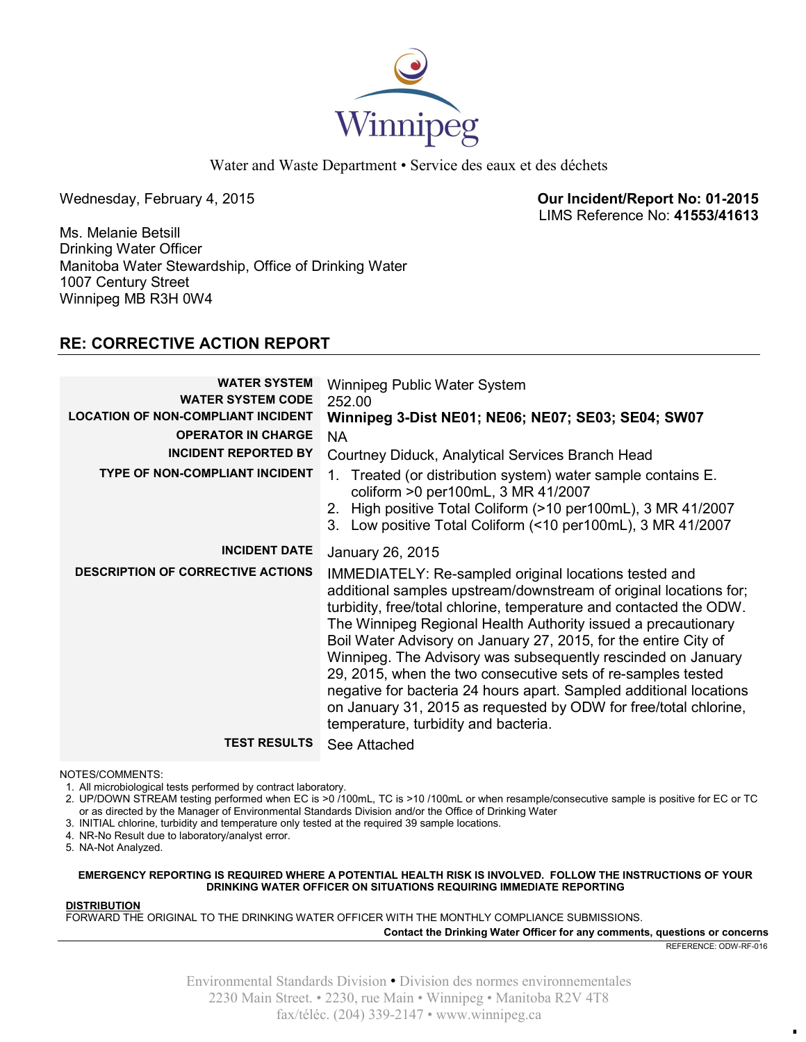Winnipeg

Water and Waste Department • Service des eaux et des déchets

Wednesday, February 4, 2015

**Our Incident/Report No: 01-2015**
LIMS Reference No: **41553/41613**

Ms. Melanie Betsill
Drinking Water Officer
Manitoba Water Stewardship, Office of Drinking Water
1007 Century Street
Winnipeg MB R3H 0W4

## RE: CORRECTIVE ACTION REPORT

| | |
|---|---|
| **WATER SYSTEM** | Winnipeg Public Water System |
| **WATER SYSTEM CODE** | 252.00 |
| **LOCATION OF NON-COMPLIANT INCIDENT** | **Winnipeg 3-Dist NE01; NE06; NE07; SE03; SE04; SW07** |
| **OPERATOR IN CHARGE** | NA |
| **INCIDENT REPORTED BY** | Courtney Diduck, Analytical Services Branch Head |
| **TYPE OF NON-COMPLIANT INCIDENT** | 1. Treated (or distribution system) water sample contains E. coliform >0 per100mL, 3 MR 41/2007<br>2. High positive Total Coliform (>10 per100mL), 3 MR 41/2007<br>3. Low positive Total Coliform (<10 per100mL), 3 MR 41/2007 |
| **INCIDENT DATE** | January 26, 2015 |
| **DESCRIPTION OF CORRECTIVE ACTIONS** | IMMEDIATELY: Re-sampled original locations tested and additional samples upstream/downstream of original locations for; turbidity, free/total chlorine, temperature and contacted the ODW. The Winnipeg Regional Health Authority issued a precautionary Boil Water Advisory on January 27, 2015, for the entire City of Winnipeg. The Advisory was subsequently rescinded on January 29, 2015, when the two consecutive sets of re-samples tested negative for bacteria 24 hours apart. Sampled additional locations on January 31, 2015 as requested by ODW for free/total chlorine, temperature, turbidity and bacteria. |
| **TEST RESULTS** | See Attached |

NOTES/COMMENTS:
1. All microbiological tests performed by contract laboratory.
2. UP/DOWN STREAM testing performed when EC is >0 /100mL, TC is >10 /100mL or when resample/consecutive sample is positive for EC or TC or as directed by the Manager of Environmental Standards Division and/or the Office of Drinking Water
3. INITIAL chlorine, turbidity and temperature only tested at the required 39 sample locations.
4. NR-No Result due to laboratory/analyst error.
5. NA-Not Analyzed.

**EMERGENCY REPORTING IS REQUIRED WHERE A POTENTIAL HEALTH RISK IS INVOLVED. FOLLOW THE INSTRUCTIONS OF YOUR DRINKING WATER OFFICER ON SITUATIONS REQUIRING IMMEDIATE REPORTING**

**DISTRIBUTION**
FORWARD THE ORIGINAL TO THE DRINKING WATER OFFICER WITH THE MONTHLY COMPLIANCE SUBMISSIONS.

**Contact the Drinking Water Officer for any comments, questions or concerns**

REFERENCE: ODW-RF-016

Environmental Standards Division • Division des normes environnementales
2230 Main Street. • 2230, rue Main • Winnipeg • Manitoba R2V 4T8
fax/téléc. (204) 339-2147 • www.winnipeg.ca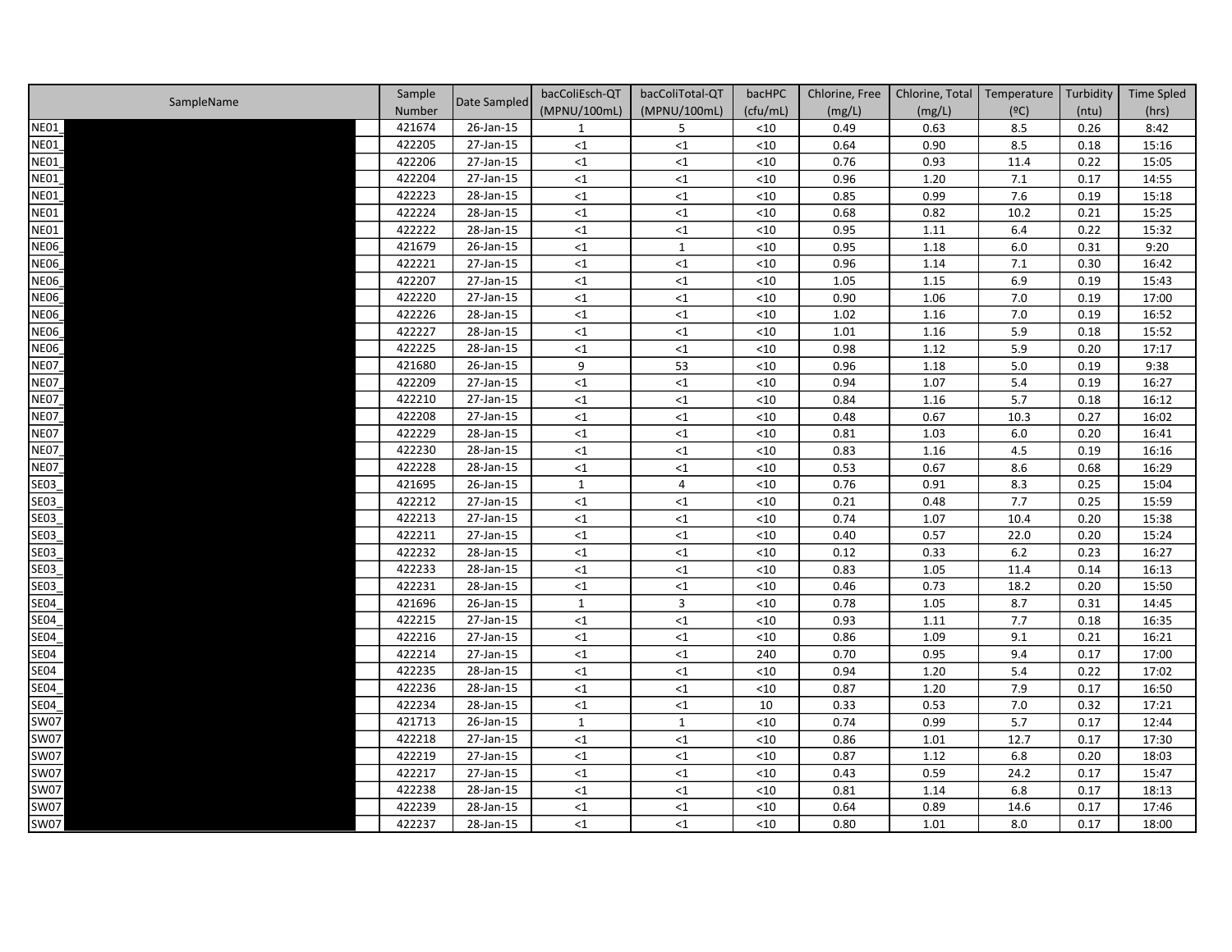| SampleName | Sample Number | Date Sampled | bacColiEsch-QT (MPNU/100mL) | bacColiTotal-QT (MPNU/100mL) | bacHPC (cfu/mL) | Chlorine, Free (mg/L) | Chlorine, Total (mg/L) | Temperature (ºC) | Turbidity (ntu) | Time Spled (hrs) |
|---|---|---|---|---|---|---|---|---|---|---|
| NE01_ | 421674 | 26-Jan-15 | 1 | 5 | <10 | 0.49 | 0.63 | 8.5 | 0.26 | 8:42 |
| NE01_ | 422205 | 27-Jan-15 | <1 | <1 | <10 | 0.64 | 0.90 | 8.5 | 0.18 | 15:16 |
| NE01_ | 422206 | 27-Jan-15 | <1 | <1 | <10 | 0.76 | 0.93 | 11.4 | 0.22 | 15:05 |
| NE01_ | 422204 | 27-Jan-15 | <1 | <1 | <10 | 0.96 | 1.20 | 7.1 | 0.17 | 14:55 |
| NE01_ | 422223 | 28-Jan-15 | <1 | <1 | <10 | 0.85 | 0.99 | 7.6 | 0.19 | 15:18 |
| NE01_ | 422224 | 28-Jan-15 | <1 | <1 | <10 | 0.68 | 0.82 | 10.2 | 0.21 | 15:25 |
| NE01 | 422222 | 28-Jan-15 | <1 | <1 | <10 | 0.95 | 1.11 | 6.4 | 0.22 | 15:32 |
| NE06_ | 421679 | 26-Jan-15 | <1 | 1 | <10 | 0.95 | 1.18 | 6.0 | 0.31 | 9:20 |
| NE06_ | 422221 | 27-Jan-15 | <1 | <1 | <10 | 0.96 | 1.14 | 7.1 | 0.30 | 16:42 |
| NE06_ | 422207 | 27-Jan-15 | <1 | <1 | <10 | 1.05 | 1.15 | 6.9 | 0.19 | 15:43 |
| NE06_ | 422220 | 27-Jan-15 | <1 | <1 | <10 | 0.90 | 1.06 | 7.0 | 0.19 | 17:00 |
| NE06_ | 422226 | 28-Jan-15 | <1 | <1 | <10 | 1.02 | 1.16 | 7.0 | 0.19 | 16:52 |
| NE06_ | 422227 | 28-Jan-15 | <1 | <1 | <10 | 1.01 | 1.16 | 5.9 | 0.18 | 15:52 |
| NE06_ | 422225 | 28-Jan-15 | <1 | <1 | <10 | 0.98 | 1.12 | 5.9 | 0.20 | 17:17 |
| NE07_ | 421680 | 26-Jan-15 | 9 | 53 | <10 | 0.96 | 1.18 | 5.0 | 0.19 | 9:38 |
| NE07_ | 422209 | 27-Jan-15 | <1 | <1 | <10 | 0.94 | 1.07 | 5.4 | 0.19 | 16:27 |
| NE07_ | 422210 | 27-Jan-15 | <1 | <1 | <10 | 0.84 | 1.16 | 5.7 | 0.18 | 16:12 |
| NE07_ | 422208 | 27-Jan-15 | <1 | <1 | <10 | 0.48 | 0.67 | 10.3 | 0.27 | 16:02 |
| NE07 | 422229 | 28-Jan-15 | <1 | <1 | <10 | 0.81 | 1.03 | 6.0 | 0.20 | 16:41 |
| NE07_ | 422230 | 28-Jan-15 | <1 | <1 | <10 | 0.83 | 1.16 | 4.5 | 0.19 | 16:16 |
| NE07_ | 422228 | 28-Jan-15 | <1 | <1 | <10 | 0.53 | 0.67 | 8.6 | 0.68 | 16:29 |
| SE03_ | 421695 | 26-Jan-15 | 1 | 4 | <10 | 0.76 | 0.91 | 8.3 | 0.25 | 15:04 |
| SE03_ | 422212 | 27-Jan-15 | <1 | <1 | <10 | 0.21 | 0.48 | 7.7 | 0.25 | 15:59 |
| SE03_ | 422213 | 27-Jan-15 | <1 | <1 | <10 | 0.74 | 1.07 | 10.4 | 0.20 | 15:38 |
| SE03_ | 422211 | 27-Jan-15 | <1 | <1 | <10 | 0.40 | 0.57 | 22.0 | 0.20 | 15:24 |
| SE03_ | 422232 | 28-Jan-15 | <1 | <1 | <10 | 0.12 | 0.33 | 6.2 | 0.23 | 16:27 |
| SE03_ | 422233 | 28-Jan-15 | <1 | <1 | <10 | 0.83 | 1.05 | 11.4 | 0.14 | 16:13 |
| SE03_ | 422231 | 28-Jan-15 | <1 | <1 | <10 | 0.46 | 0.73 | 18.2 | 0.20 | 15:50 |
| SE04_ | 421696 | 26-Jan-15 | 1 | 3 | <10 | 0.78 | 1.05 | 8.7 | 0.31 | 14:45 |
| SE04_ | 422215 | 27-Jan-15 | <1 | <1 | <10 | 0.93 | 1.11 | 7.7 | 0.18 | 16:35 |
| SE04_ | 422216 | 27-Jan-15 | <1 | <1 | <10 | 0.86 | 1.09 | 9.1 | 0.21 | 16:21 |
| SE04 | 422214 | 27-Jan-15 | <1 | <1 | 240 | 0.70 | 0.95 | 9.4 | 0.17 | 17:00 |
| SE04 | 422235 | 28-Jan-15 | <1 | <1 | <10 | 0.94 | 1.20 | 5.4 | 0.22 | 17:02 |
| SE04_ | 422236 | 28-Jan-15 | <1 | <1 | <10 | 0.87 | 1.20 | 7.9 | 0.17 | 16:50 |
| SE04_ | 422234 | 28-Jan-15 | <1 | <1 | 10 | 0.33 | 0.53 | 7.0 | 0.32 | 17:21 |
| SW07 | 421713 | 26-Jan-15 | 1 | 1 | <10 | 0.74 | 0.99 | 5.7 | 0.17 | 12:44 |
| SW07 | 422218 | 27-Jan-15 | <1 | <1 | <10 | 0.86 | 1.01 | 12.7 | 0.17 | 17:30 |
| SW07 | 422219 | 27-Jan-15 | <1 | <1 | <10 | 0.87 | 1.12 | 6.8 | 0.20 | 18:03 |
| SW07 | 422217 | 27-Jan-15 | <1 | <1 | <10 | 0.43 | 0.59 | 24.2 | 0.17 | 15:47 |
| SW07 | 422238 | 28-Jan-15 | <1 | <1 | <10 | 0.81 | 1.14 | 6.8 | 0.17 | 18:13 |
| SW07 | 422239 | 28-Jan-15 | <1 | <1 | <10 | 0.64 | 0.89 | 14.6 | 0.17 | 17:46 |
| SW07 | 422237 | 28-Jan-15 | <1 | <1 | <10 | 0.80 | 1.01 | 8.0 | 0.17 | 18:00 |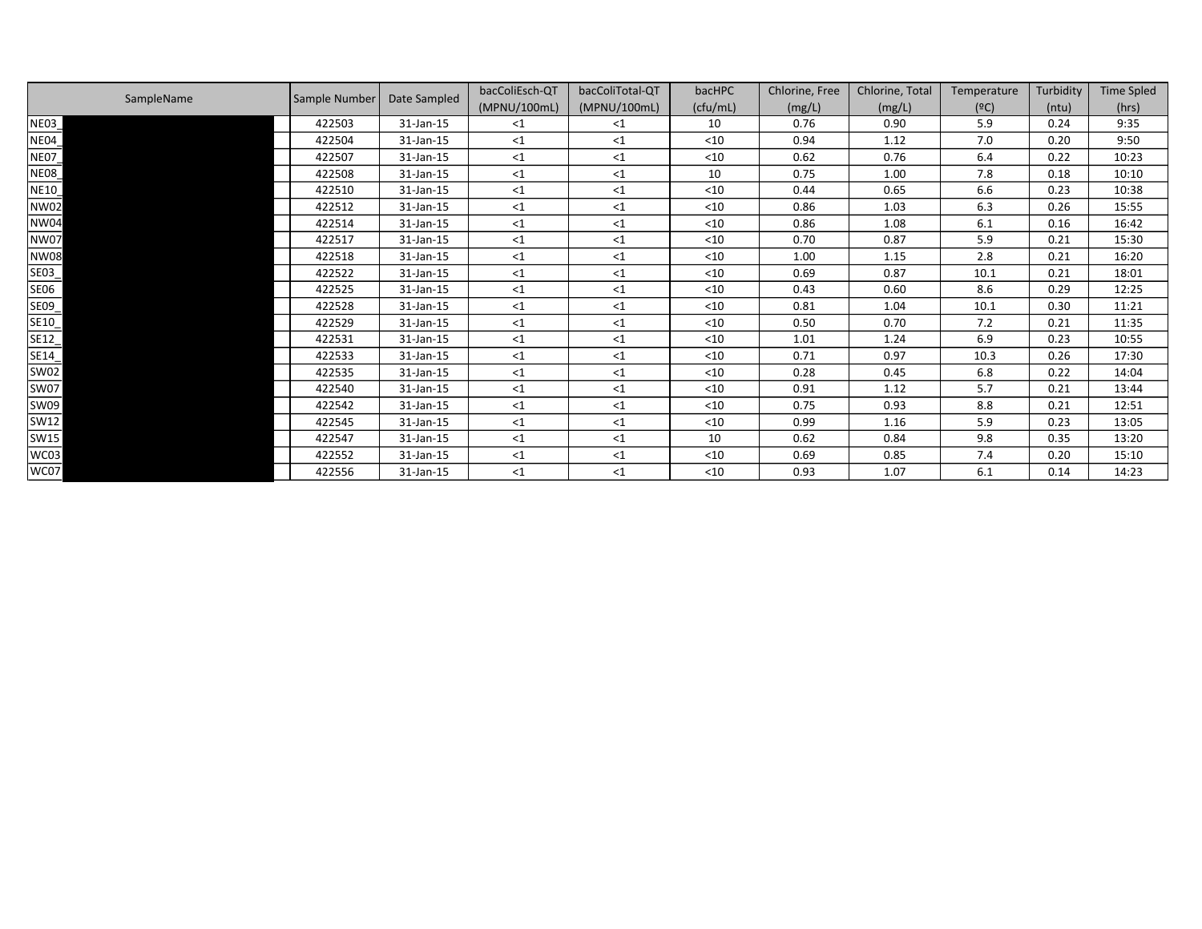| SampleName | Sample Number | Date Sampled | bacColiEsch-QT (MPNU/100mL) | bacColiTotal-QT (MPNU/100mL) | bacHPC (cfu/mL) | Chlorine, Free (mg/L) | Chlorine, Total (mg/L) | Temperature (ºC) | Turbidity (ntu) | Time Spled (hrs) |
|---|---|---|---|---|---|---|---|---|---|---|
| NE03_ | 422503 | 31-Jan-15 | <1 | <1 | 10 | 0.76 | 0.90 | 5.9 | 0.24 | 9:35 |
| NE04_ | 422504 | 31-Jan-15 | <1 | <1 | <10 | 0.94 | 1.12 | 7.0 | 0.20 | 9:50 |
| NE07_ | 422507 | 31-Jan-15 | <1 | <1 | <10 | 0.62 | 0.76 | 6.4 | 0.22 | 10:23 |
| NE08_ | 422508 | 31-Jan-15 | <1 | <1 | 10 | 0.75 | 1.00 | 7.8 | 0.18 | 10:10 |
| NE10_ | 422510 | 31-Jan-15 | <1 | <1 | <10 | 0.44 | 0.65 | 6.6 | 0.23 | 10:38 |
| NW02 | 422512 | 31-Jan-15 | <1 | <1 | <10 | 0.86 | 1.03 | 6.3 | 0.26 | 15:55 |
| NW04 | 422514 | 31-Jan-15 | <1 | <1 | <10 | 0.86 | 1.08 | 6.1 | 0.16 | 16:42 |
| NW07 | 422517 | 31-Jan-15 | <1 | <1 | <10 | 0.70 | 0.87 | 5.9 | 0.21 | 15:30 |
| NW08 | 422518 | 31-Jan-15 | <1 | <1 | <10 | 1.00 | 1.15 | 2.8 | 0.21 | 16:20 |
| SE03_ | 422522 | 31-Jan-15 | <1 | <1 | <10 | 0.69 | 0.87 | 10.1 | 0.21 | 18:01 |
| SE06 | 422525 | 31-Jan-15 | <1 | <1 | <10 | 0.43 | 0.60 | 8.6 | 0.29 | 12:25 |
| SE09_ | 422528 | 31-Jan-15 | <1 | <1 | <10 | 0.81 | 1.04 | 10.1 | 0.30 | 11:21 |
| SE10_ | 422529 | 31-Jan-15 | <1 | <1 | <10 | 0.50 | 0.70 | 7.2 | 0.21 | 11:35 |
| SE12_ | 422531 | 31-Jan-15 | <1 | <1 | <10 | 1.01 | 1.24 | 6.9 | 0.23 | 10:55 |
| SE14_ | 422533 | 31-Jan-15 | <1 | <1 | <10 | 0.71 | 0.97 | 10.3 | 0.26 | 17:30 |
| SW02 | 422535 | 31-Jan-15 | <1 | <1 | <10 | 0.28 | 0.45 | 6.8 | 0.22 | 14:04 |
| SW07 | 422540 | 31-Jan-15 | <1 | <1 | <10 | 0.91 | 1.12 | 5.7 | 0.21 | 13:44 |
| SW09 | 422542 | 31-Jan-15 | <1 | <1 | <10 | 0.75 | 0.93 | 8.8 | 0.21 | 12:51 |
| SW12 | 422545 | 31-Jan-15 | <1 | <1 | <10 | 0.99 | 1.16 | 5.9 | 0.23 | 13:05 |
| SW15 | 422547 | 31-Jan-15 | <1 | <1 | 10 | 0.62 | 0.84 | 9.8 | 0.35 | 13:20 |
| WC03 | 422552 | 31-Jan-15 | <1 | <1 | <10 | 0.69 | 0.85 | 7.4 | 0.20 | 15:10 |
| WC07 | 422556 | 31-Jan-15 | <1 | <1 | <10 | 0.93 | 1.07 | 6.1 | 0.14 | 14:23 |